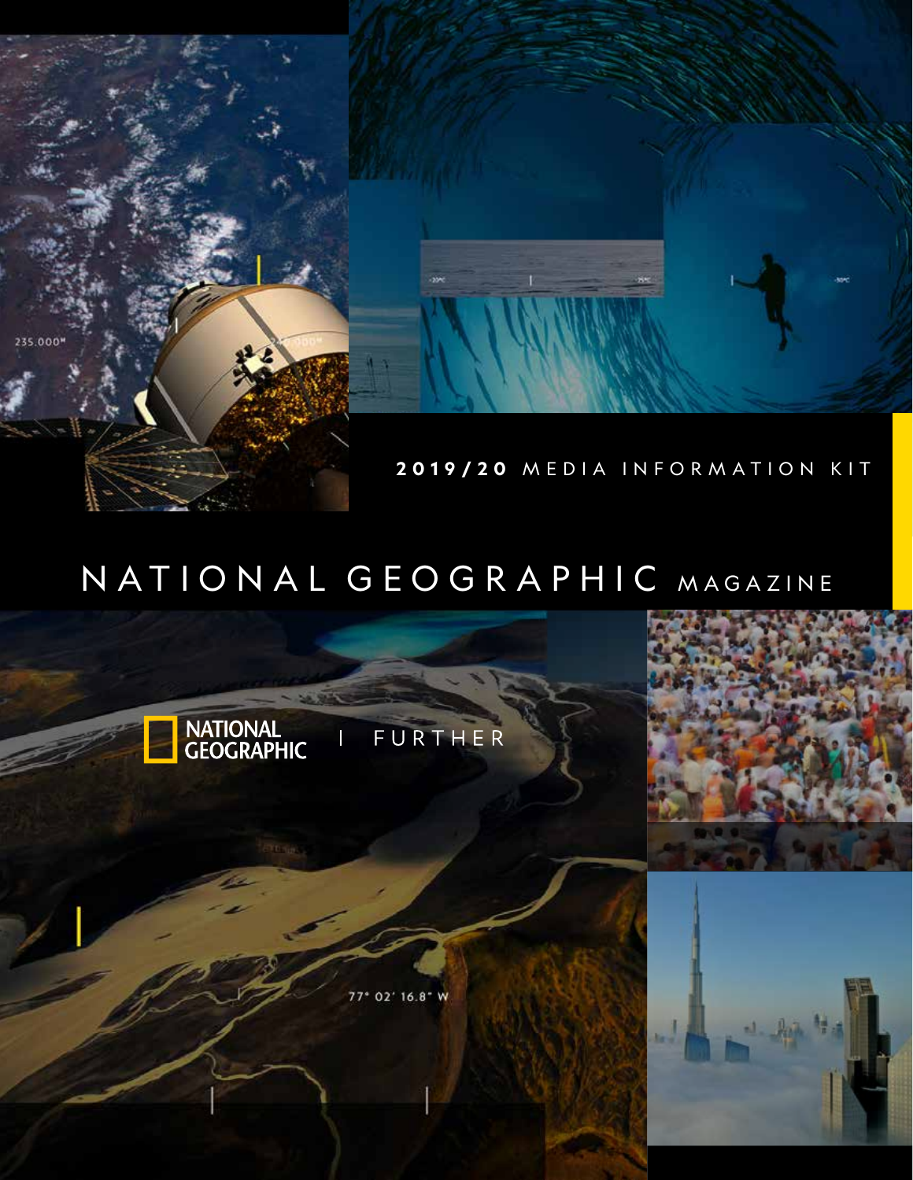**2019/20** MEDIA INFORMATION KIT

# NATIONAL GEOGRAPHIC MAGAZINE

NATIONAL GEOGRAPHIC | FURTHER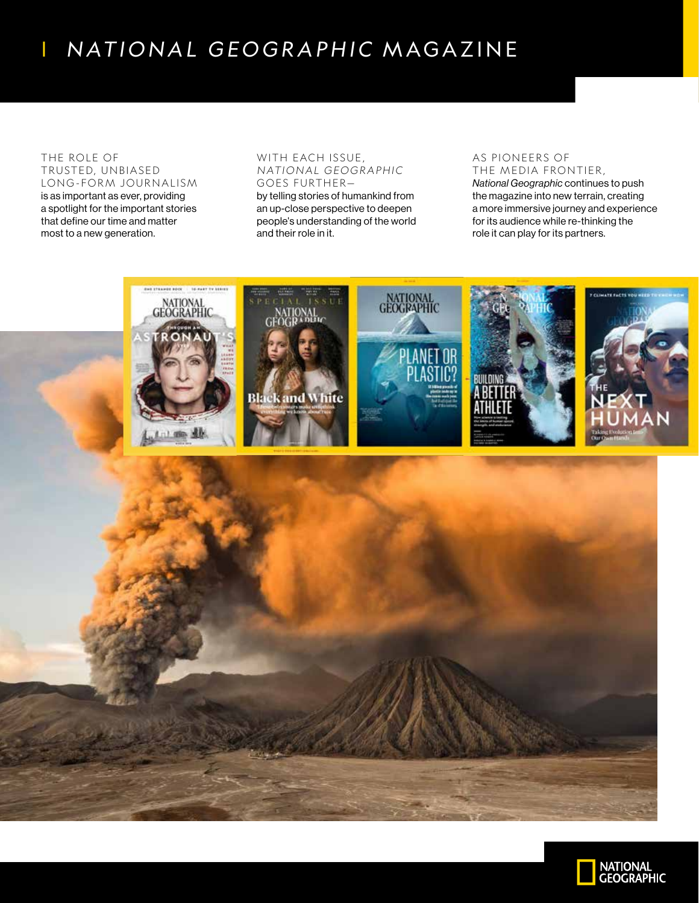# *NATIONAL GEOGRAPHIC* MAGAZINE

THE ROLE OF TRUSTED, UNBIASED LONG-FORM JOURNALISM is as important as ever, providing a spotlight for the important stories that define our time and matter most to a new generation.

WITH EACH ISSUE, *NATIONAL GEOGRAPHIC* GOES FURTHER— by telling stories of humankind from an up-close perspective to deepen people's understanding of the world and their role in it.

AS PIONEERS OF THE MEDIA FRONTIER, *National Geographic* continues to push the magazine into new terrain, creating a more immersive journey and experience for its audience while re-thinking the role it can play for its partners.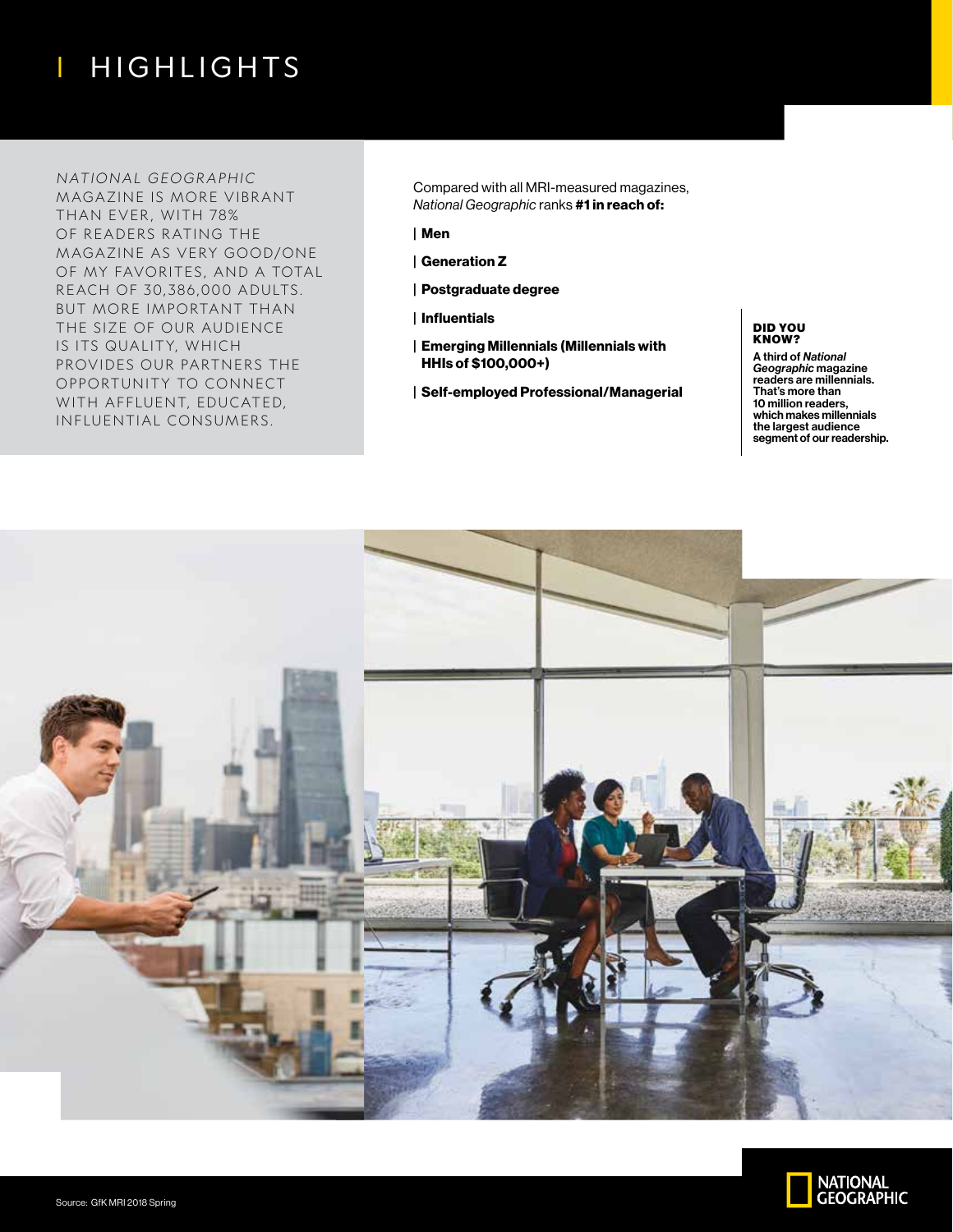# HIGHLIGHTS

*NATIONAL GEOGRAPHIC* MAGAZINE IS MORE VIBRANT THAN EVER, WITH 78% OF READERS RATING THE MAGAZINE AS VERY GOOD/ONE OF MY FAVORITES, AND A TOTAL REACH OF 30,386,000 ADULTS. BUT MORE IMPORTANT THAN THE SIZE OF OUR AUDIENCE IS ITS QUALITY, WHICH PROVIDES OUR PARTNERS THE OPPORTUNITY TO CONNECT WITH AFFLUENT, EDUCATED, INFLUENTIAL CONSUMERS.

Compared with all MRI-measured magazines, *National Geographic* ranks **#1 in reach of:**

- **Men**
- **Generation Z**
- **Postgraduate degree**
- **Influentials**
- **Emerging Millennials (Millennials with HHIs of $100,000+)**
- **Self-employed Professional/Managerial**

**DID YOU KNOW?**

**A third of *National Geographic* magazine readers are millennials. That's more than 10 million readers, which makes millennials the largest audience segment of our readership.**

Source: GfK MRI 2018 Spring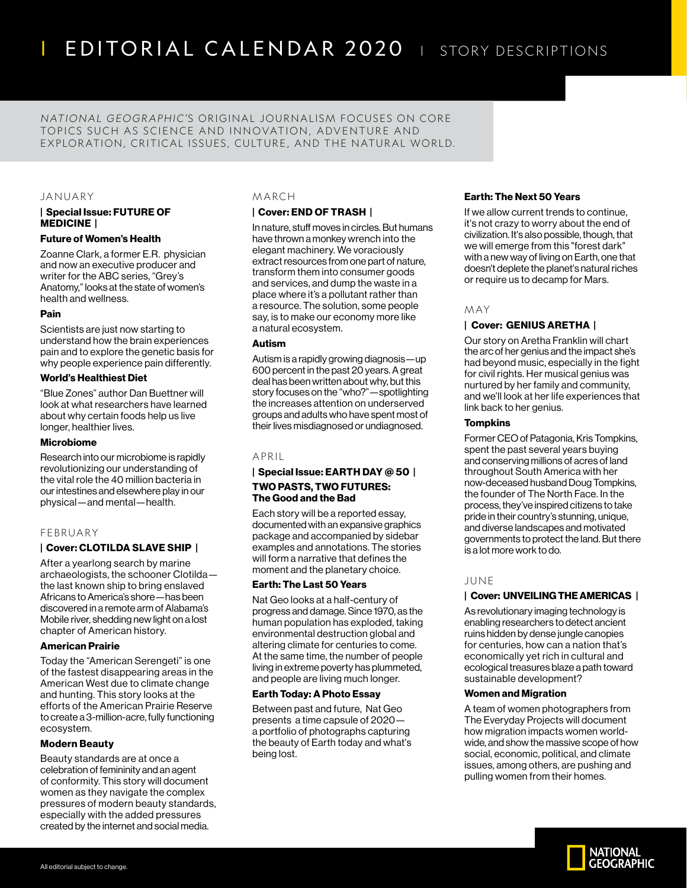# EDITORIAL CALENDAR 2020 | STORY DESCRIPTIONS

*NATIONAL GEOGRAPHIC'S* ORIGINAL JOURNALISM FOCUSES ON CORE TOPICS SUCH AS SCIENCE AND INNOVATION, ADVENTURE AND EXPLORATION, CRITICAL ISSUES, CULTURE, AND THE NATURAL WORLD.

## JANUARY

### | Special Issue: FUTURE OF MEDICINE |

**Future of Women's Health**

Zoanne Clark, a former E.R. physician and now an executive producer and writer for the ABC series, "Grey's Anatomy," looks at the state of women's health and wellness.

**Pain**

Scientists are just now starting to understand how the brain experiences pain and to explore the genetic basis for why people experience pain differently.

**World's Healthiest Diet**

"Blue Zones" author Dan Buettner will look at what researchers have learned about why certain foods help us live longer, healthier lives.

**Microbiome**

Research into our microbiome is rapidly revolutionizing our understanding of the vital role the 40 million bacteria in our intestines and elsewhere play in our physical—and mental—health.

## FEBRUARY

### | Cover: CLOTILDA SLAVE SHIP |

After a yearlong search by marine archaeologists, the schooner Clotilda—the last known ship to bring enslaved Africans to America's shore—has been discovered in a remote arm of Alabama's Mobile river, shedding new light on a lost chapter of American history.

**American Prairie**

Today the "American Serengeti" is one of the fastest disappearing areas in the American West due to climate change and hunting. This story looks at the efforts of the American Prairie Reserve to create a 3-million-acre, fully functioning ecosystem.

**Modern Beauty**

Beauty standards are at once a celebration of femininity and an agent of conformity. This story will document women as they navigate the complex pressures of modern beauty standards, especially with the added pressures created by the internet and social media.

## MARCH

### | Cover: END OF TRASH |

In nature, stuff moves in circles. But humans have thrown a monkey wrench into the elegant machinery. We voraciously extract resources from one part of nature, transform them into consumer goods and services, and dump the waste in a place where it's a pollutant rather than a resource. The solution, some people say, is to make our economy more like a natural ecosystem.

**Autism**

Autism is a rapidly growing diagnosis—up 600 percent in the past 20 years. A great deal has been written about why, but this story focuses on the "who?"—spotlighting the increases attention on underserved groups and adults who have spent most of their lives misdiagnosed or undiagnosed.

## APRIL

### | Special Issue: EARTH DAY @ 50 |

**TWO PASTS, TWO FUTURES: The Good and the Bad**

Each story will be a reported essay, documented with an expansive graphics package and accompanied by sidebar examples and annotations. The stories will form a narrative that defines the moment and the planetary choice.

**Earth: The Last 50 Years**

Nat Geo looks at a half-century of progress and damage. Since 1970, as the human population has exploded, taking environmental destruction global and altering climate for centuries to come. At the same time, the number of people living in extreme poverty has plummeted, and people are living much longer.

**Earth Today: A Photo Essay**

Between past and future, Nat Geo presents a time capsule of 2020—a portfolio of photographs capturing the beauty of Earth today and what's being lost.

**Earth: The Next 50 Years**

If we allow current trends to continue, it's not crazy to worry about the end of civilization. It's also possible, though, that we will emerge from this "forest dark" with a new way of living on Earth, one that doesn't deplete the planet's natural riches or require us to decamp for Mars.

## MAY

### | Cover: GENIUS ARETHA |

Our story on Aretha Franklin will chart the arc of her genius and the impact she's had beyond music, especially in the fight for civil rights. Her musical genius was nurtured by her family and community, and we'll look at her life experiences that link back to her genius.

**Tompkins**

Former CEO of Patagonia, Kris Tompkins, spent the past several years buying and conserving millions of acres of land throughout South America with her now-deceased husband Doug Tompkins, the founder of The North Face. In the process, they've inspired citizens to take pride in their country's stunning, unique, and diverse landscapes and motivated governments to protect the land. But there is a lot more work to do.

## JUNE

### | Cover: UNVEILING THE AMERICAS |

As revolutionary imaging technology is enabling researchers to detect ancient ruins hidden by dense jungle canopies for centuries, how can a nation that's economically yet rich in cultural and ecological treasures blaze a path toward sustainable development?

**Women and Migration**

A team of women photographers from The Everyday Projects will document how migration impacts women worldwide, and show the massive scope of how social, economic, political, and climate issues, among others, are pushing and pulling women from their homes.

All editorial subject to change.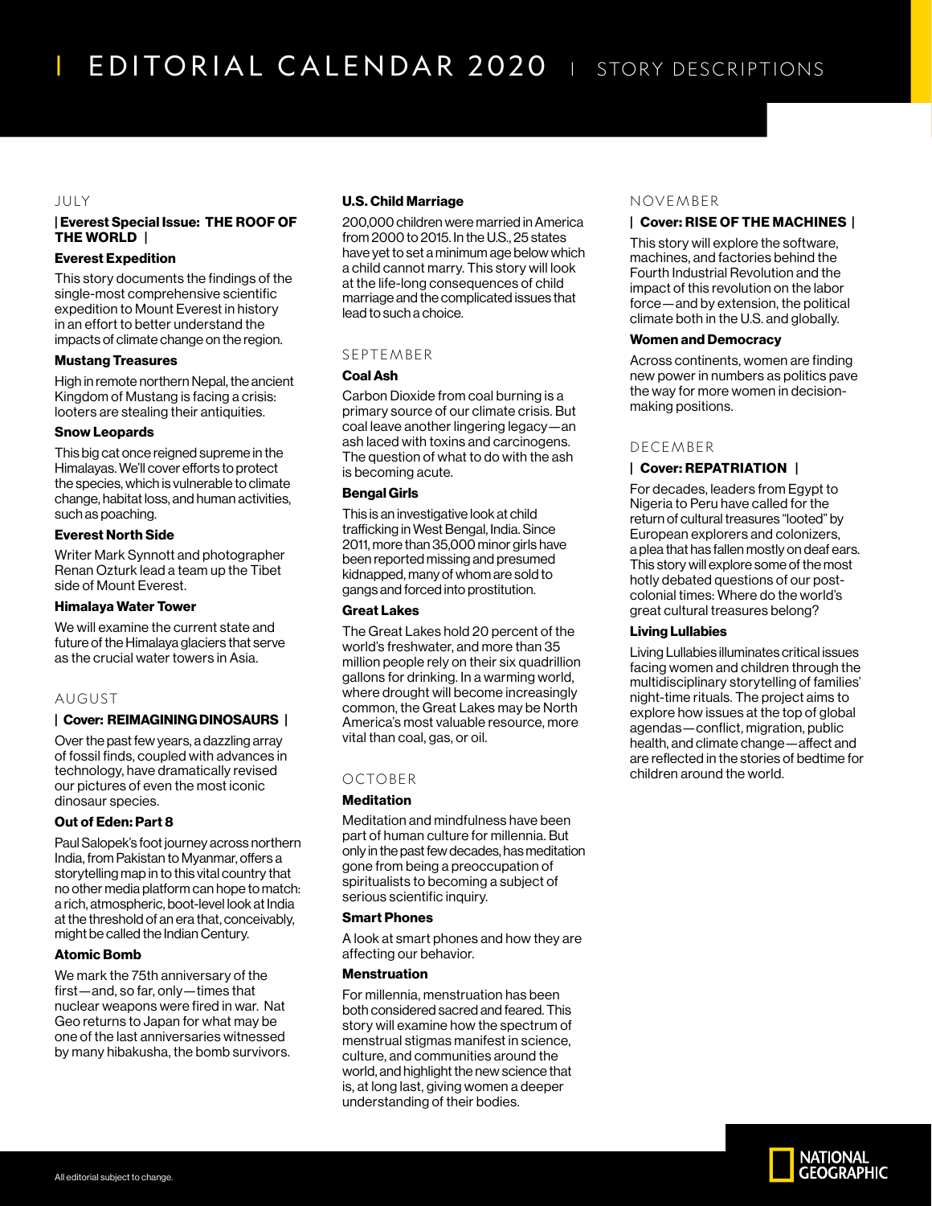# EDITORIAL CALENDAR 2020 | STORY DESCRIPTIONS

## JULY

**| Everest Special Issue: THE ROOF OF THE WORLD |**

### Everest Expedition

This story documents the findings of the single-most comprehensive scientific expedition to Mount Everest in history in an effort to better understand the impacts of climate change on the region.

### Mustang Treasures

High in remote northern Nepal, the ancient Kingdom of Mustang is facing a crisis: looters are stealing their antiquities.

### Snow Leopards

This big cat once reigned supreme in the Himalayas. We'll cover efforts to protect the species, which is vulnerable to climate change, habitat loss, and human activities, such as poaching.

### Everest North Side

Writer Mark Synnott and photographer Renan Ozturk lead a team up the Tibet side of Mount Everest.

### Himalaya Water Tower

We will examine the current state and future of the Himalaya glaciers that serve as the crucial water towers in Asia.

## AUGUST

**| Cover: REIMAGINING DINOSAURS |**

Over the past few years, a dazzling array of fossil finds, coupled with advances in technology, have dramatically revised our pictures of even the most iconic dinosaur species.

### Out of Eden: Part 8

Paul Salopek's foot journey across northern India, from Pakistan to Myanmar, offers a storytelling map in to this vital country that no other media platform can hope to match: a rich, atmospheric, boot-level look at India at the threshold of an era that, conceivably, might be called the Indian Century.

### Atomic Bomb

We mark the 75th anniversary of the first—and, so far, only—times that nuclear weapons were fired in war. Nat Geo returns to Japan for what may be one of the last anniversaries witnessed by many hibakusha, the bomb survivors.

### U.S. Child Marriage

200,000 children were married in America from 2000 to 2015. In the U.S., 25 states have yet to set a minimum age below which a child cannot marry. This story will look at the life-long consequences of child marriage and the complicated issues that lead to such a choice.

## SEPTEMBER

### Coal Ash

Carbon Dioxide from coal burning is a primary source of our climate crisis. But coal leave another lingering legacy—an ash laced with toxins and carcinogens. The question of what to do with the ash is becoming acute.

### Bengal Girls

This is an investigative look at child trafficking in West Bengal, India. Since 2011, more than 35,000 minor girls have been reported missing and presumed kidnapped, many of whom are sold to gangs and forced into prostitution.

### Great Lakes

The Great Lakes hold 20 percent of the world's freshwater, and more than 35 million people rely on their six quadrillion gallons for drinking. In a warming world, where drought will become increasingly common, the Great Lakes may be North America's most valuable resource, more vital than coal, gas, or oil.

## OCTOBER

### Meditation

Meditation and mindfulness have been part of human culture for millennia. But only in the past few decades, has meditation gone from being a preoccupation of spiritualists to becoming a subject of serious scientific inquiry.

### Smart Phones

A look at smart phones and how they are affecting our behavior.

### Menstruation

For millennia, menstruation has been both considered sacred and feared. This story will examine how the spectrum of menstrual stigmas manifest in science, culture, and communities around the world, and highlight the new science that is, at long last, giving women a deeper understanding of their bodies.

## NOVEMBER

**| Cover: RISE OF THE MACHINES |**

This story will explore the software, machines, and factories behind the Fourth Industrial Revolution and the impact of this revolution on the labor force—and by extension, the political climate both in the U.S. and globally.

### Women and Democracy

Across continents, women are finding new power in numbers as politics pave the way for more women in decision-making positions.

## DECEMBER

**| Cover: REPATRIATION |**

For decades, leaders from Egypt to Nigeria to Peru have called for the return of cultural treasures "looted" by European explorers and colonizers, a plea that has fallen mostly on deaf ears. This story will explore some of the most hotly debated questions of our post-colonial times: Where do the world's great cultural treasures belong?

### Living Lullabies

Living Lullabies illuminates critical issues facing women and children through the multidisciplinary storytelling of families' night-time rituals. The project aims to explore how issues at the top of global agendas—conflict, migration, public health, and climate change—affect and are reflected in the stories of bedtime for children around the world.

All editorial subject to change.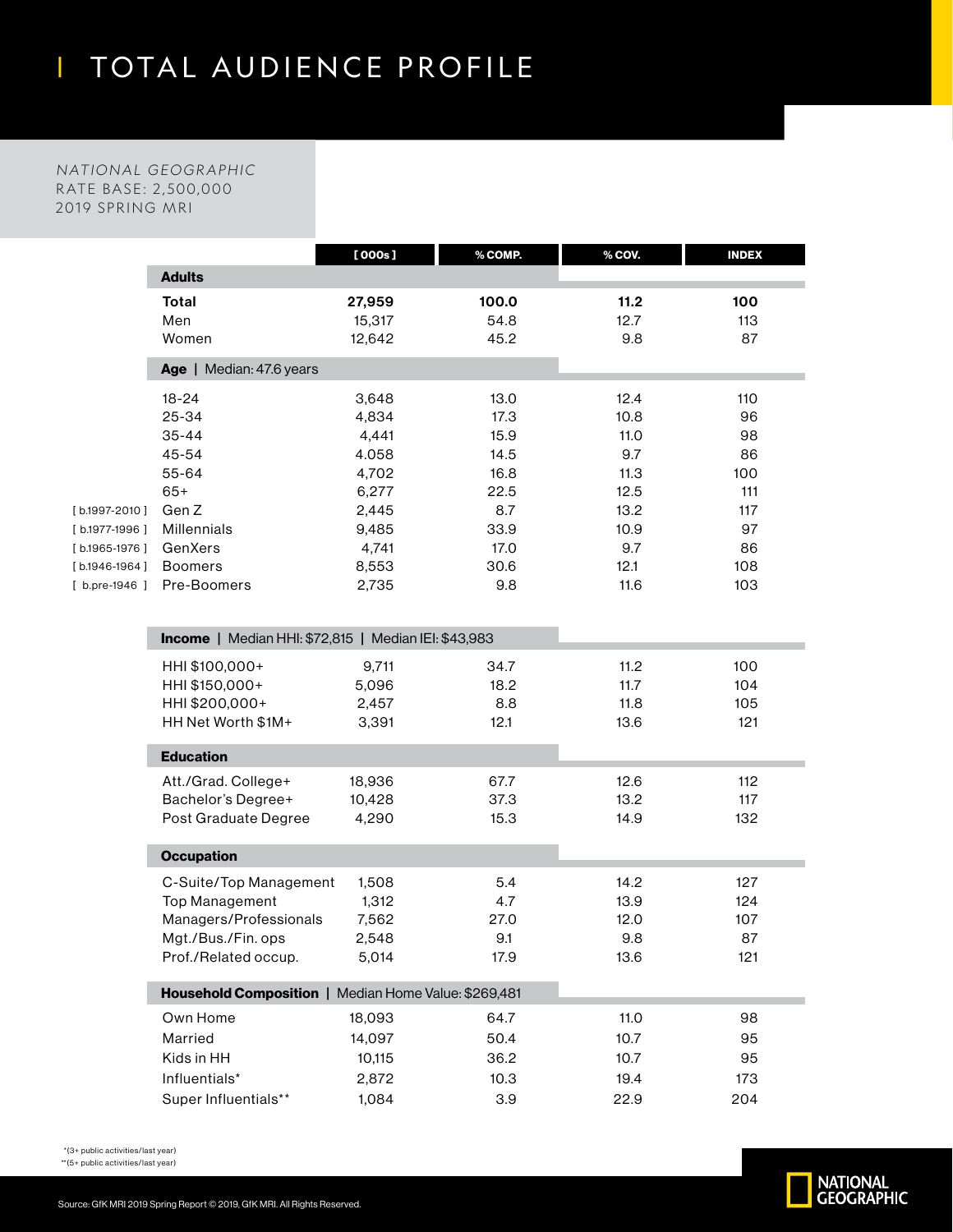# TOTAL AUDIENCE PROFILE

*NATIONAL GEOGRAPHIC*
RATE BASE: 2,500,000
2019 SPRING MRI

| | | [ 000s ] | % COMP. | % COV. | INDEX |
|---|---|---|---|---|---|
| | **Adults** | | | | |
| | **Total** | **27,959** | **100.0** | **11.2** | **100** |
| | Men | 15,317 | 54.8 | 12.7 | 113 |
| | Women | 12,642 | 45.2 | 9.8 | 87 |
| | **Age** \| Median: 47.6 years | | | | |
| | 18-24 | 3,648 | 13.0 | 12.4 | 110 |
| | 25-34 | 4,834 | 17.3 | 10.8 | 96 |
| | 35-44 | 4,441 | 15.9 | 11.0 | 98 |
| | 45-54 | 4.058 | 14.5 | 9.7 | 86 |
| | 55-64 | 4,702 | 16.8 | 11.3 | 100 |
| | 65+ | 6,277 | 22.5 | 12.5 | 111 |
| [ b.1997-2010 ] | Gen Z | 2,445 | 8.7 | 13.2 | 117 |
| [ b.1977-1996 ] | Millennials | 9,485 | 33.9 | 10.9 | 97 |
| [ b.1965-1976 ] | GenXers | 4,741 | 17.0 | 9.7 | 86 |
| [ b.1946-1964 ] | Boomers | 8,553 | 30.6 | 12.1 | 108 |
| [ b.pre-1946 ] | Pre-Boomers | 2,735 | 9.8 | 11.6 | 103 |
| | **Income** \| Median HHI: $72,815 \| Median IEI: $43,983 | | | | |
| | HHI $100,000+ | 9,711 | 34.7 | 11.2 | 100 |
| | HHI $150,000+ | 5,096 | 18.2 | 11.7 | 104 |
| | HHI $200,000+ | 2,457 | 8.8 | 11.8 | 105 |
| | HH Net Worth $1M+ | 3,391 | 12.1 | 13.6 | 121 |
| | **Education** | | | | |
| | Att./Grad. College+ | 18,936 | 67.7 | 12.6 | 112 |
| | Bachelor's Degree+ | 10,428 | 37.3 | 13.2 | 117 |
| | Post Graduate Degree | 4,290 | 15.3 | 14.9 | 132 |
| | **Occupation** | | | | |
| | C-Suite/Top Management | 1,508 | 5.4 | 14.2 | 127 |
| | Top Management | 1,312 | 4.7 | 13.9 | 124 |
| | Managers/Professionals | 7,562 | 27.0 | 12.0 | 107 |
| | Mgt./Bus./Fin. ops | 2,548 | 9.1 | 9.8 | 87 |
| | Prof./Related occup. | 5,014 | 17.9 | 13.6 | 121 |
| | **Household Composition** \| Median Home Value: $269,481 | | | | |
| | Own Home | 18,093 | 64.7 | 11.0 | 98 |
| | Married | 14,097 | 50.4 | 10.7 | 95 |
| | Kids in HH | 10,115 | 36.2 | 10.7 | 95 |
| | Influentials* | 2,872 | 10.3 | 19.4 | 173 |
| | Super Influentials** | 1,084 | 3.9 | 22.9 | 204 |

*(3+ public activities/last year)
**(5+ public activities/last year)

Source: GfK MRI 2019 Spring Report © 2019, GfK MRI. All Rights Reserved.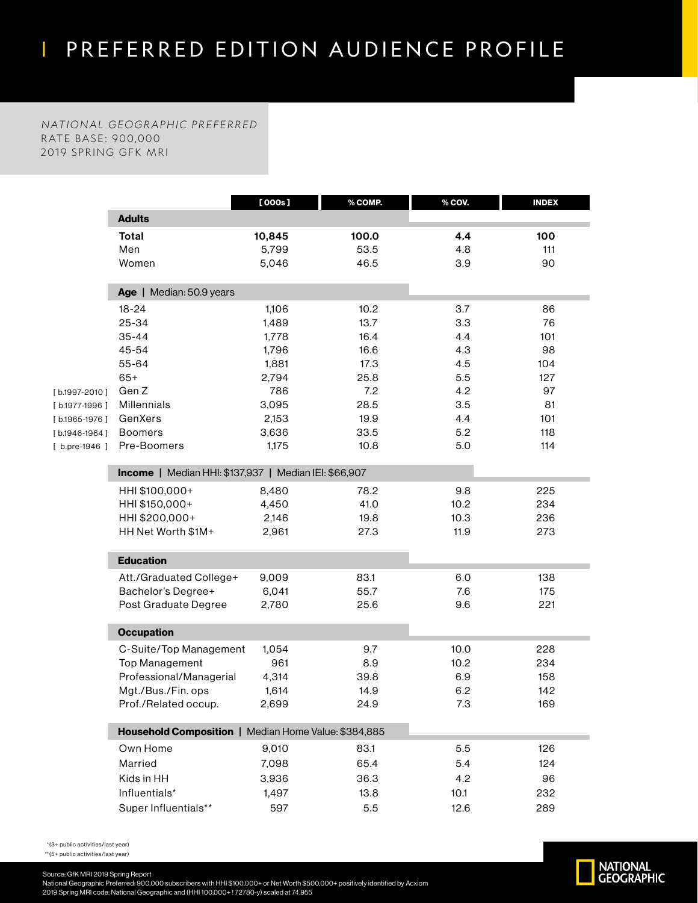# PREFERRED EDITION AUDIENCE PROFILE

*NATIONAL GEOGRAPHIC PREFERRED*
RATE BASE: 900,000
2019 SPRING GFK MRI

| | | [ 000s ] | % COMP. | % COV. | INDEX |
|---|---|---|---|---|---|
| | **Adults** | | | | |
| | **Total** | **10,845** | **100.0** | **4.4** | **100** |
| | Men | 5,799 | 53.5 | 4.8 | 111 |
| | Women | 5,046 | 46.5 | 3.9 | 90 |
| | **Age** \| Median: 50.9 years | | | | |
| | 18-24 | 1,106 | 10.2 | 3.7 | 86 |
| | 25-34 | 1,489 | 13.7 | 3.3 | 76 |
| | 35-44 | 1,778 | 16.4 | 4.4 | 101 |
| | 45-54 | 1,796 | 16.6 | 4.3 | 98 |
| | 55-64 | 1,881 | 17.3 | 4.5 | 104 |
| | 65+ | 2,794 | 25.8 | 5.5 | 127 |
| [ b.1997-2010 ] | Gen Z | 786 | 7.2 | 4.2 | 97 |
| [ b.1977-1996 ] | Millennials | 3,095 | 28.5 | 3.5 | 81 |
| [ b.1965-1976 ] | GenXers | 2,153 | 19.9 | 4.4 | 101 |
| [ b.1946-1964 ] | Boomers | 3,636 | 33.5 | 5.2 | 118 |
| [ b.pre-1946 ] | Pre-Boomers | 1,175 | 10.8 | 5.0 | 114 |
| | **Income** \| Median HHI: $137,937 \| Median IEI: $66,907 | | | | |
| | HHI $100,000+ | 8,480 | 78.2 | 9.8 | 225 |
| | HHI $150,000+ | 4,450 | 41.0 | 10.2 | 234 |
| | HHI $200,000+ | 2,146 | 19.8 | 10.3 | 236 |
| | HH Net Worth $1M+ | 2,961 | 27.3 | 11.9 | 273 |
| | **Education** | | | | |
| | Att./Graduated College+ | 9,009 | 83.1 | 6.0 | 138 |
| | Bachelor's Degree+ | 6,041 | 55.7 | 7.6 | 175 |
| | Post Graduate Degree | 2,780 | 25.6 | 9.6 | 221 |
| | **Occupation** | | | | |
| | C-Suite/Top Management | 1,054 | 9.7 | 10.0 | 228 |
| | Top Management | 961 | 8.9 | 10.2 | 234 |
| | Professional/Managerial | 4,314 | 39.8 | 6.9 | 158 |
| | Mgt./Bus./Fin. ops | 1,614 | 14.9 | 6.2 | 142 |
| | Prof./Related occup. | 2,699 | 24.9 | 7.3 | 169 |
| | **Household Composition** \| Median Home Value: $384,885 | | | | |
| | Own Home | 9,010 | 83.1 | 5.5 | 126 |
| | Married | 7,098 | 65.4 | 5.4 | 124 |
| | Kids in HH | 3,936 | 36.3 | 4.2 | 96 |
| | Influentials* | 1,497 | 13.8 | 10.1 | 232 |
| | Super Influentials** | 597 | 5.5 | 12.6 | 289 |

*(3+ public activities/last year)
**(5+ public activities/last year)

Source: GfK MRI 2019 Spring Report
National Geographic Preferred: 900,000 subscribers with HHI $100,000+ or Net Worth $500,000+ positively identified by Acxiom
2019 Spring MRI code: National Geographic and (HHI 100,000+ ! 72780-y) scaled at 74.955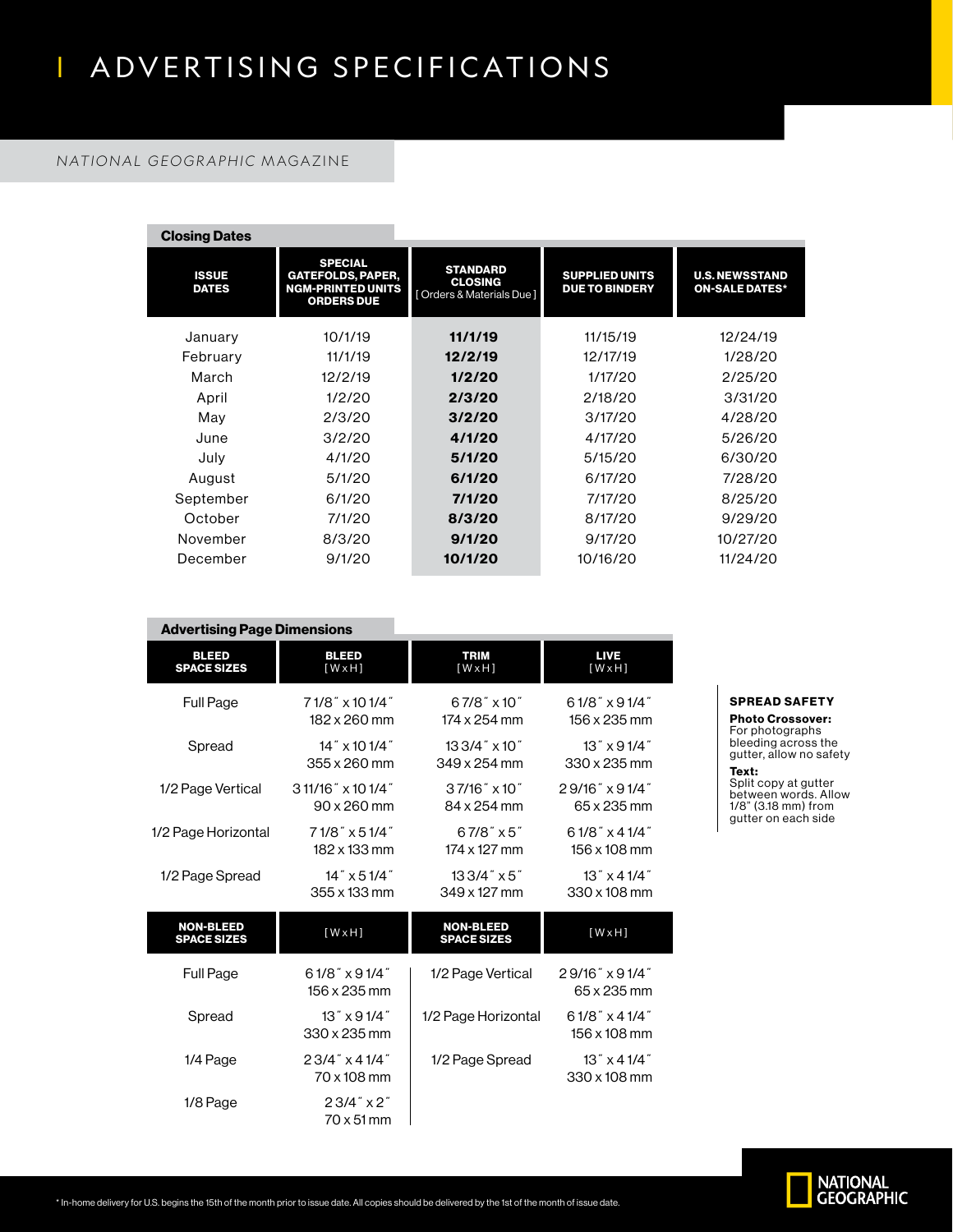# ADVERTISING SPECIFICATIONS

*NATIONAL GEOGRAPHIC* MAGAZINE

## Closing Dates

| ISSUE DATES | SPECIAL GATEFOLDS, PAPER, NGM-PRINTED UNITS ORDERS DUE | STANDARD CLOSING [ Orders & Materials Due ] | SUPPLIED UNITS DUE TO BINDERY | U.S. NEWSSTAND ON-SALE DATES* |
|---|---|---|---|---|
| January | 10/1/19 | **11/1/19** | 11/15/19 | 12/24/19 |
| February | 11/1/19 | **12/2/19** | 12/17/19 | 1/28/20 |
| March | 12/2/19 | **1/2/20** | 1/17/20 | 2/25/20 |
| April | 1/2/20 | **2/3/20** | 2/18/20 | 3/31/20 |
| May | 2/3/20 | **3/2/20** | 3/17/20 | 4/28/20 |
| June | 3/2/20 | **4/1/20** | 4/17/20 | 5/26/20 |
| July | 4/1/20 | **5/1/20** | 5/15/20 | 6/30/20 |
| August | 5/1/20 | **6/1/20** | 6/17/20 | 7/28/20 |
| September | 6/1/20 | **7/1/20** | 7/17/20 | 8/25/20 |
| October | 7/1/20 | **8/3/20** | 8/17/20 | 9/29/20 |
| November | 8/3/20 | **9/1/20** | 9/17/20 | 10/27/20 |
| December | 9/1/20 | **10/1/20** | 10/16/20 | 11/24/20 |

## Advertising Page Dimensions

| BLEED SPACE SIZES | BLEED [ W x H ] | TRIM [ W x H ] | LIVE [ W x H ] |
|---|---|---|---|
| Full Page | 7 1/8˝ x 10 1/4˝ 182 x 260 mm | 6 7/8˝ x 10˝ 174 x 254 mm | 6 1/8˝ x 9 1/4˝ 156 x 235 mm |
| Spread | 14˝ x 10 1/4˝ 355 x 260 mm | 13 3/4˝ x 10˝ 349 x 254 mm | 13˝ x 9 1/4˝ 330 x 235 mm |
| 1/2 Page Vertical | 3 11/16˝ x 10 1/4˝ 90 x 260 mm | 3 7/16˝ x 10˝ 84 x 254 mm | 2 9/16˝ x 9 1/4˝ 65 x 235 mm |
| 1/2 Page Horizontal | 7 1/8˝ x 5 1/4˝ 182 x 133 mm | 6 7/8˝ x 5˝ 174 x 127 mm | 6 1/8˝ x 4 1/4˝ 156 x 108 mm |
| 1/2 Page Spread | 14˝ x 5 1/4˝ 355 x 133 mm | 13 3/4˝ x 5˝ 349 x 127 mm | 13˝ x 4 1/4˝ 330 x 108 mm |

| NON-BLEED SPACE SIZES | [ W x H ] | NON-BLEED SPACE SIZES | [ W x H ] |
|---|---|---|---|
| Full Page | 6 1/8˝ x 9 1/4˝ 156 x 235 mm | 1/2 Page Vertical | 2 9/16˝ x 9 1/4˝ 65 x 235 mm |
| Spread | 13˝ x 9 1/4˝ 330 x 235 mm | 1/2 Page Horizontal | 6 1/8˝ x 4 1/4˝ 156 x 108 mm |
| 1/4 Page | 2 3/4˝ x 4 1/4˝ 70 x 108 mm | 1/2 Page Spread | 13˝ x 4 1/4˝ 330 x 108 mm |
| 1/8 Page | 2 3/4˝ x 2˝ 70 x 51 mm | | |

**SPREAD SAFETY**

**Photo Crossover:**
For photographs bleeding across the gutter, allow no safety

**Text:**
Split copy at gutter between words. Allow 1/8" (3.18 mm) from gutter on each side

* In-home delivery for U.S. begins the 15th of the month prior to issue date. All copies should be delivered by the 1st of the month of issue date.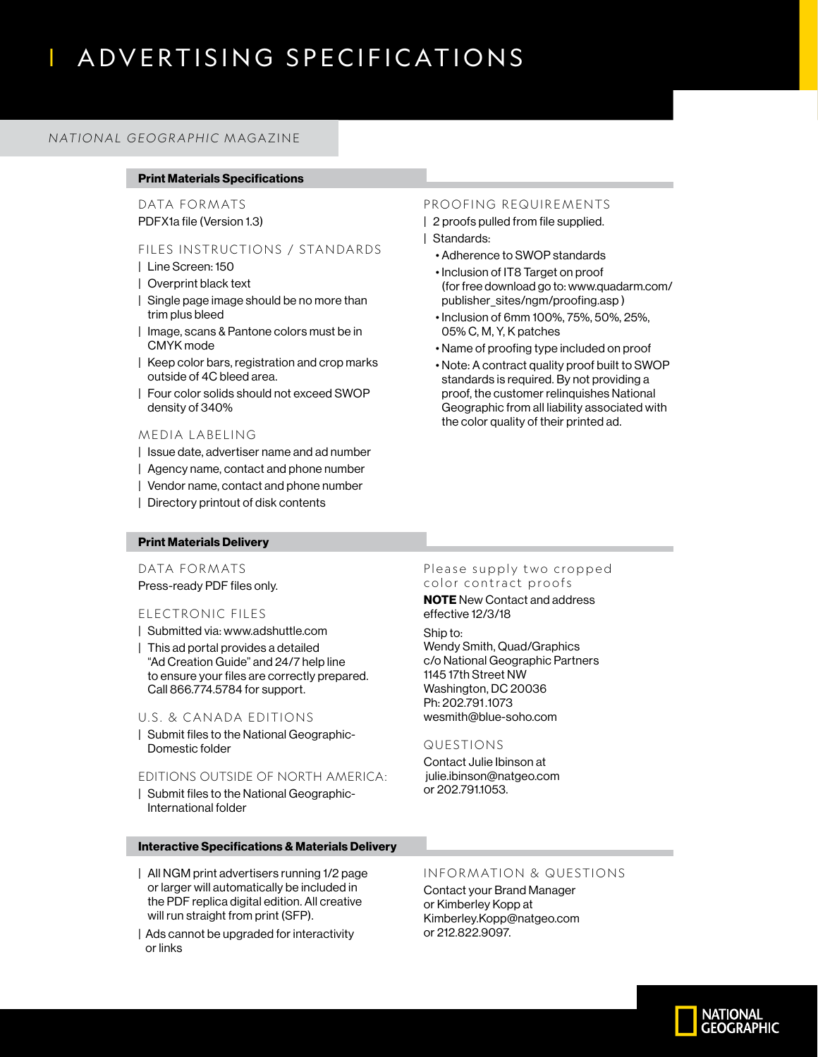# ADVERTISING SPECIFICATIONS

*NATIONAL GEOGRAPHIC* MAGAZINE

## Print Materials Specifications

### DATA FORMATS

PDFX1a file (Version 1.3)

### FILES INSTRUCTIONS / STANDARDS

- Line Screen: 150
- Overprint black text
- Single page image should be no more than trim plus bleed
- Image, scans & Pantone colors must be in CMYK mode
- Keep color bars, registration and crop marks outside of 4C bleed area.
- Four color solids should not exceed SWOP density of 340%

### MEDIA LABELING

- Issue date, advertiser name and ad number
- Agency name, contact and phone number
- Vendor name, contact and phone number
- Directory printout of disk contents

### PROOFING REQUIREMENTS

- 2 proofs pulled from file supplied.
- Standards:
  - Adherence to SWOP standards
  - Inclusion of IT8 Target on proof (for free download go to: www.quadarm.com/publisher_sites/ngm/proofing.asp )
  - Inclusion of 6mm 100%, 75%, 50%, 25%, 05% C, M, Y, K patches
  - Name of proofing type included on proof
  - Note: A contract quality proof built to SWOP standards is required. By not providing a proof, the customer relinquishes National Geographic from all liability associated with the color quality of their printed ad.

## Print Materials Delivery

### DATA FORMATS

Press-ready PDF files only.

### ELECTRONIC FILES

- Submitted via: www.adshuttle.com
- This ad portal provides a detailed "Ad Creation Guide" and 24/7 help line to ensure your files are correctly prepared. Call 866.774.5784 for support.

### U.S. & CANADA EDITIONS

- Submit files to the National Geographic-Domestic folder

### EDITIONS OUTSIDE OF NORTH AMERICA:

- Submit files to the National Geographic-International folder

### Please supply two cropped color contract proofs

**NOTE** New Contact and address effective 12/3/18

Ship to:
Wendy Smith, Quad/Graphics
c/o National Geographic Partners
1145 17th Street NW
Washington, DC 20036
Ph: 202.791.1073
wesmith@blue-soho.com

### QUESTIONS

Contact Julie Ibinson at julie.ibinson@natgeo.com or 202.791.1053.

## Interactive Specifications & Materials Delivery

- All NGM print advertisers running 1/2 page or larger will automatically be included in the PDF replica digital edition. All creative will run straight from print (SFP).
- Ads cannot be upgraded for interactivity or links

### INFORMATION & QUESTIONS

Contact your Brand Manager or Kimberley Kopp at Kimberley.Kopp@natgeo.com or 212.822.9097.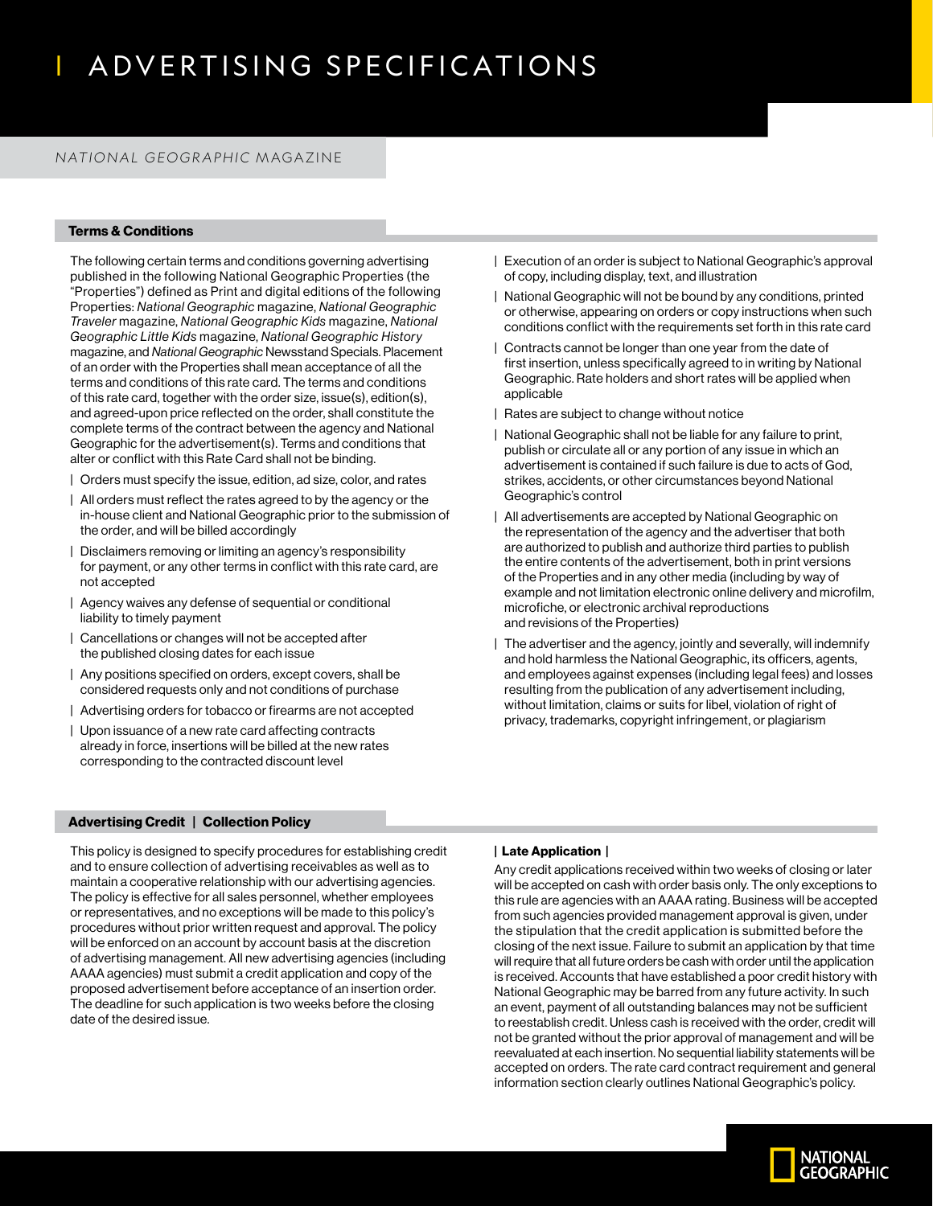# ADVERTISING SPECIFICATIONS

## *NATIONAL GEOGRAPHIC* MAGAZINE

### Terms & Conditions

The following certain terms and conditions governing advertising published in the following National Geographic Properties (the "Properties") defined as Print and digital editions of the following Properties: *National Geographic* magazine, *National Geographic Traveler* magazine, *National Geographic Kids* magazine, *National Geographic Little Kids* magazine, *National Geographic History* magazine, and *National Geographic* Newsstand Specials. Placement of an order with the Properties shall mean acceptance of all the terms and conditions of this rate card. The terms and conditions of this rate card, together with the order size, issue(s), edition(s), and agreed-upon price reflected on the order, shall constitute the complete terms of the contract between the agency and National Geographic for the advertisement(s). Terms and conditions that alter or conflict with this Rate Card shall not be binding.

- Orders must specify the issue, edition, ad size, color, and rates
- All orders must reflect the rates agreed to by the agency or the in-house client and National Geographic prior to the submission of the order, and will be billed accordingly
- Disclaimers removing or limiting an agency's responsibility for payment, or any other terms in conflict with this rate card, are not accepted
- Agency waives any defense of sequential or conditional liability to timely payment
- Cancellations or changes will not be accepted after the published closing dates for each issue
- Any positions specified on orders, except covers, shall be considered requests only and not conditions of purchase
- Advertising orders for tobacco or firearms are not accepted
- Upon issuance of a new rate card affecting contracts already in force, insertions will be billed at the new rates corresponding to the contracted discount level
- Execution of an order is subject to National Geographic's approval of copy, including display, text, and illustration
- National Geographic will not be bound by any conditions, printed or otherwise, appearing on orders or copy instructions when such conditions conflict with the requirements set forth in this rate card
- Contracts cannot be longer than one year from the date of first insertion, unless specifically agreed to in writing by National Geographic. Rate holders and short rates will be applied when applicable
- Rates are subject to change without notice
- National Geographic shall not be liable for any failure to print, publish or circulate all or any portion of any issue in which an advertisement is contained if such failure is due to acts of God, strikes, accidents, or other circumstances beyond National Geographic's control
- All advertisements are accepted by National Geographic on the representation of the agency and the advertiser that both are authorized to publish and authorize third parties to publish the entire contents of the advertisement, both in print versions of the Properties and in any other media (including by way of example and not limitation electronic online delivery and microfilm, microfiche, or electronic archival reproductions and revisions of the Properties)
- The advertiser and the agency, jointly and severally, will indemnify and hold harmless the National Geographic, its officers, agents, and employees against expenses (including legal fees) and losses resulting from the publication of any advertisement including, without limitation, claims or suits for libel, violation of right of privacy, trademarks, copyright infringement, or plagiarism

### Advertising Credit | Collection Policy

This policy is designed to specify procedures for establishing credit and to ensure collection of advertising receivables as well as to maintain a cooperative relationship with our advertising agencies. The policy is effective for all sales personnel, whether employees or representatives, and no exceptions will be made to this policy's procedures without prior written request and approval. The policy will be enforced on an account by account basis at the discretion of advertising management. All new advertising agencies (including AAAA agencies) must submit a credit application and copy of the proposed advertisement before acceptance of an insertion order. The deadline for such application is two weeks before the closing date of the desired issue.

**| Late Application |**

Any credit applications received within two weeks of closing or later will be accepted on cash with order basis only. The only exceptions to this rule are agencies with an AAAA rating. Business will be accepted from such agencies provided management approval is given, under the stipulation that the credit application is submitted before the closing of the next issue. Failure to submit an application by that time will require that all future orders be cash with order until the application is received. Accounts that have established a poor credit history with National Geographic may be barred from any future activity. In such an event, payment of all outstanding balances may not be sufficient to reestablish credit. Unless cash is received with the order, credit will not be granted without the prior approval of management and will be reevaluated at each insertion. No sequential liability statements will be accepted on orders. The rate card contract requirement and general information section clearly outlines National Geographic's policy.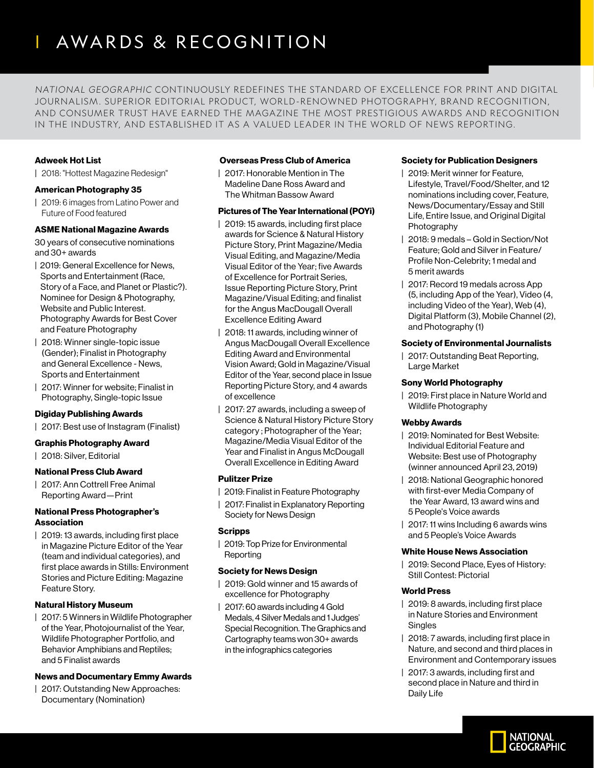# AWARDS & RECOGNITION

*NATIONAL GEOGRAPHIC* CONTINUOUSLY REDEFINES THE STANDARD OF EXCELLENCE FOR PRINT AND DIGITAL JOURNALISM. SUPERIOR EDITORIAL PRODUCT, WORLD-RENOWNED PHOTOGRAPHY, BRAND RECOGNITION, AND CONSUMER TRUST HAVE EARNED THE MAGAZINE THE MOST PRESTIGIOUS AWARDS AND RECOGNITION IN THE INDUSTRY, AND ESTABLISHED IT AS A VALUED LEADER IN THE WORLD OF NEWS REPORTING.

**Adweek Hot List**

| 2018: "Hottest Magazine Redesign"

**American Photography 35**

| 2019: 6 images from Latino Power and Future of Food featured

**ASME National Magazine Awards**

30 years of consecutive nominations and 30+ awards

| 2019: General Excellence for News, Sports and Entertainment (Race, Story of a Face, and Planet or Plastic?). Nominee for Design & Photography, Website and Public Interest. Photography Awards for Best Cover and Feature Photography

| 2018: Winner single-topic issue (Gender); Finalist in Photography and General Excellence - News, Sports and Entertainment

| 2017: Winner for website; Finalist in Photography, Single-topic Issue

**Digiday Publishing Awards**

| 2017: Best use of Instagram (Finalist)

**Graphis Photography Award**

| 2018: Silver, Editorial

**National Press Club Award**

| 2017: Ann Cottrell Free Animal Reporting Award—Print

**National Press Photographer's Association**

| 2019: 13 awards, including first place in Magazine Picture Editor of the Year (team and individual categories), and first place awards in Stills: Environment Stories and Picture Editing: Magazine Feature Story.

**Natural History Museum**

| 2017: 5 Winners in Wildlife Photographer of the Year, Photojournalist of the Year, Wildlife Photographer Portfolio, and Behavior Amphibians and Reptiles; and 5 Finalist awards

**News and Documentary Emmy Awards**

| 2017: Outstanding New Approaches: Documentary (Nomination)

**Overseas Press Club of America**

| 2017: Honorable Mention in The Madeline Dane Ross Award and The Whitman Bassow Award

**Pictures of The Year International (POYi)**

| 2019: 15 awards, including first place awards for Science & Natural History Picture Story, Print Magazine/Media Visual Editing, and Magazine/Media Visual Editor of the Year; five Awards of Excellence for Portrait Series, Issue Reporting Picture Story, Print Magazine/Visual Editing; and finalist for the Angus MacDougall Overall Excellence Editing Award

| 2018: 11 awards, including winner of Angus MacDougall Overall Excellence Editing Award and Environmental Vision Award; Gold in Magazine/Visual Editor of the Year, second place in Issue Reporting Picture Story, and 4 awards of excellence

| 2017: 27 awards, including a sweep of Science & Natural History Picture Story category ; Photographer of the Year; Magazine/Media Visual Editor of the Year and Finalist in Angus McDougall Overall Excellence in Editing Award

**Pulitzer Prize**

| 2019: Finalist in Feature Photography

| 2017: Finalist in Explanatory Reporting Society for News Design

**Scripps**

| 2019: Top Prize for Environmental Reporting

**Society for News Design**

| 2019: Gold winner and 15 awards of excellence for Photography

| 2017: 60 awards including 4 Gold Medals, 4 Silver Medals and 1 Judges' Special Recognition. The Graphics and Cartography teams won 30+ awards in the infographics categories

**Society for Publication Designers**

| 2019: Merit winner for Feature, Lifestyle, Travel/Food/Shelter, and 12 nominations including cover, Feature, News/Documentary/Essay and Still Life, Entire Issue, and Original Digital Photography

| 2018: 9 medals – Gold in Section/Not Feature; Gold and Silver in Feature/ Profile Non-Celebrity; 1 medal and 5 merit awards

| 2017: Record 19 medals across App (5, including App of the Year), Video (4, including Video of the Year), Web (4), Digital Platform (3), Mobile Channel (2), and Photography (1)

**Society of Environmental Journalists**

| 2017: Outstanding Beat Reporting, Large Market

**Sony World Photography**

| 2019: First place in Nature World and Wildlife Photography

**Webby Awards**

| 2019: Nominated for Best Website: Individual Editorial Feature and Website: Best use of Photography (winner announced April 23, 2019)

| 2018: National Geographic honored with first-ever Media Company of the Year Award, 13 award wins and 5 People's Voice awards

| 2017: 11 wins Including 6 awards wins and 5 People's Voice Awards

**White House News Association**

| 2019: Second Place, Eyes of History: Still Contest: Pictorial

**World Press**

| 2019: 8 awards, including first place in Nature Stories and Environment Singles

| 2018: 7 awards, including first place in Nature, and second and third places in Environment and Contemporary issues

| 2017: 3 awards, including first and second place in Nature and third in Daily Life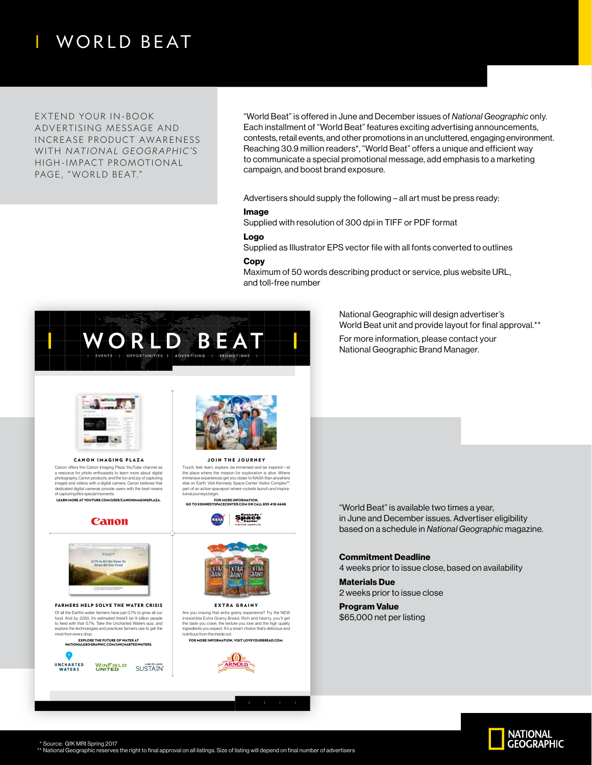# WORLD BEAT

EXTEND YOUR IN-BOOK ADVERTISING MESSAGE AND INCREASE PRODUCT AWARENESS WITH *NATIONAL GEOGRAPHIC'S* HIGH-IMPACT PROMOTIONAL PAGE, "WORLD BEAT."

"World Beat" is offered in June and December issues of *National Geographic* only. Each installment of "World Beat" features exciting advertising announcements, contests, retail events, and other promotions in an uncluttered, engaging environment. Reaching 30.9 million readers*, "World Beat" offers a unique and efficient way to communicate a special promotional message, add emphasis to a marketing campaign, and boost brand exposure.

Advertisers should supply the following – all art must be press ready:

**Image**
Supplied with resolution of 300 dpi in TIFF or PDF format

**Logo**
Supplied as Illustrator EPS vector file with all fonts converted to outlines

**Copy**
Maximum of 50 words describing product or service, plus website URL, and toll-free number

National Geographic will design advertiser's World Beat unit and provide layout for final approval.**

For more information, please contact your National Geographic Brand Manager.

"World Beat" is available two times a year, in June and December issues. Advertiser eligibility based on a schedule in *National Geographic* magazine.

**Commitment Deadline**
4 weeks prior to issue close, based on availability

**Materials Due**
2 weeks prior to issue close

**Program Value**
$65,000 net per listing

\* Source: GfK MRI Spring 2017
\** National Geographic reserves the right to final approval on all listings. Size of listing will depend on final number of advertisers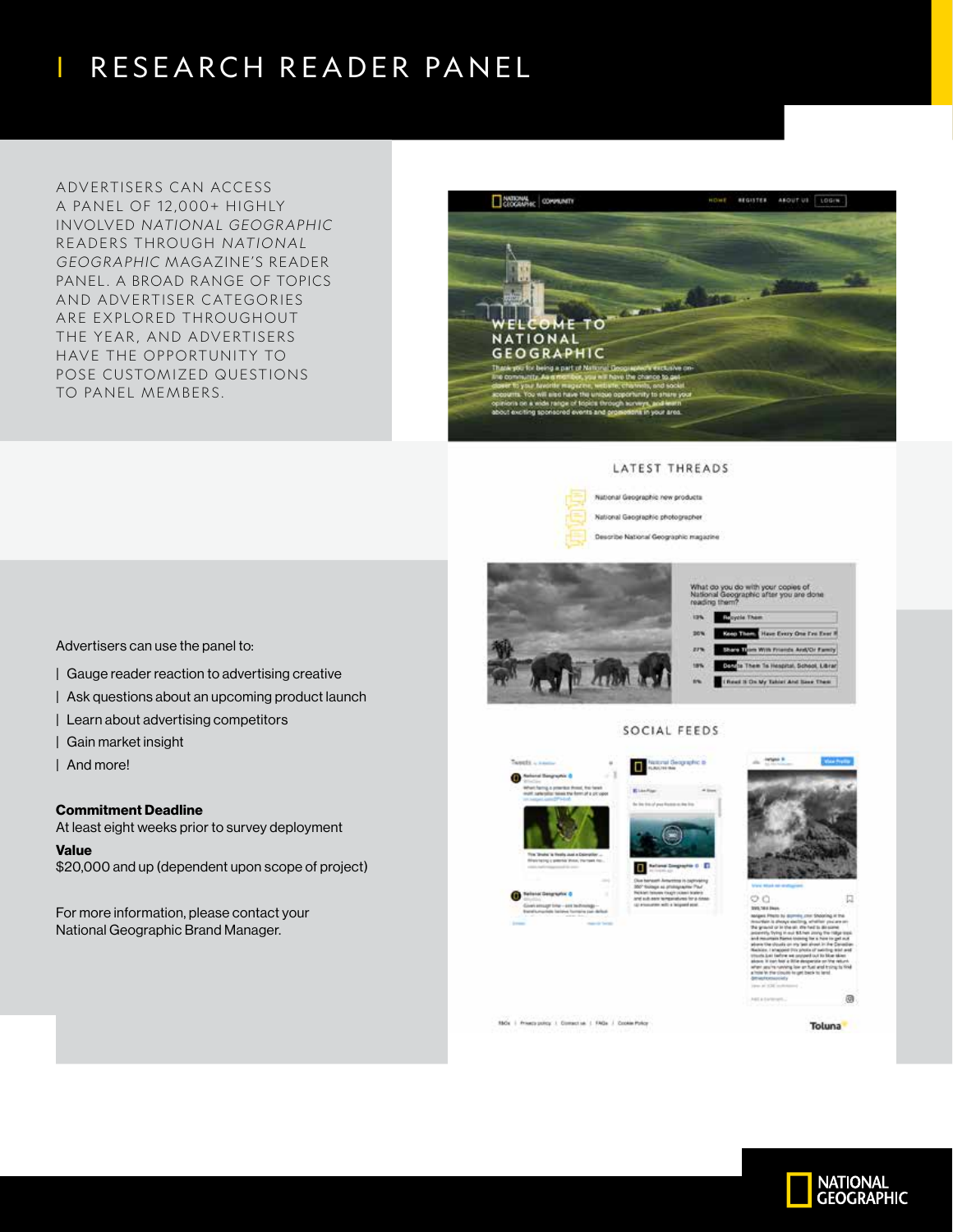# RESEARCH READER PANEL

ADVERTISERS CAN ACCESS A PANEL OF 12,000+ HIGHLY INVOLVED *NATIONAL GEOGRAPHIC* READERS THROUGH *NATIONAL GEOGRAPHIC* MAGAZINE'S READER PANEL. A BROAD RANGE OF TOPICS AND ADVERTISER CATEGORIES ARE EXPLORED THROUGHOUT THE YEAR, AND ADVERTISERS HAVE THE OPPORTUNITY TO POSE CUSTOMIZED QUESTIONS TO PANEL MEMBERS.

Advertisers can use the panel to:

- Gauge reader reaction to advertising creative
- Ask questions about an upcoming product launch
- Learn about advertising competitors
- Gain market insight
- And more!

**Commitment Deadline**
At least eight weeks prior to survey deployment

**Value**
$20,000 and up (dependent upon scope of project)

For more information, please contact your National Geographic Brand Manager.